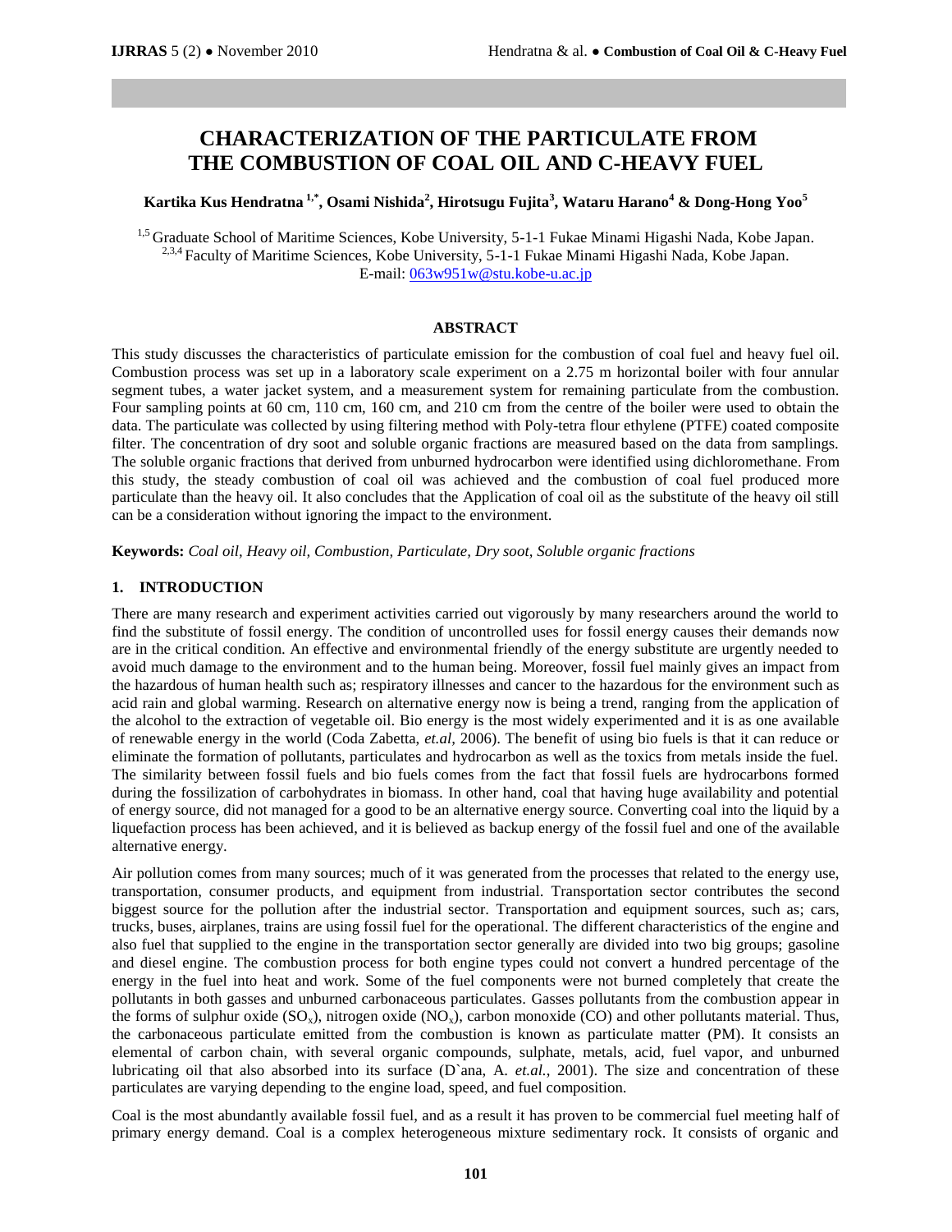# CHARACTERIZATION OF THE PARTICULATE FROM THE COMBUSTION OF COAL OIL AND C-HEAVY FUEL

**Kartika Kus Hendratna [1,*], Osami Nishida [2], Hirotsugu Fujita [3], Wataru Harano [4] & Dong-Hong Yoo [5]**

[1,5] Graduate School of Maritime Sciences, Kobe University, 5-1-1 Fukae Minami Higashi Nada, Kobe Japan.
[2,3,4] Faculty of Maritime Sciences, Kobe University, 5-1-1 Fukae Minami Higashi Nada, Kobe Japan.
E-mail: 063w951w@stu.kobe-u.ac.jp

## ABSTRACT

This study discusses the characteristics of particulate emission for the combustion of coal fuel and heavy fuel oil. Combustion process was set up in a laboratory scale experiment on a 2.75 m horizontal boiler with four annular segment tubes, a water jacket system, and a measurement system for remaining particulate from the combustion. Four sampling points at 60 cm, 110 cm, 160 cm, and 210 cm from the centre of the boiler were used to obtain the data. The particulate was collected by using filtering method with Poly-tetra flour ethylene (PTFE) coated composite filter. The concentration of dry soot and soluble organic fractions are measured based on the data from samplings. The soluble organic fractions that derived from unburned hydrocarbon were identified using dichloromethane. From this study, the steady combustion of coal oil was achieved and the combustion of coal fuel produced more particulate than the heavy oil. It also concludes that the Application of coal oil as the substitute of the heavy oil still can be a consideration without ignoring the impact to the environment.

**Keywords:** *Coal oil, Heavy oil, Combustion, Particulate, Dry soot, Soluble organic fractions*

## 1. INTRODUCTION

There are many research and experiment activities carried out vigorously by many researchers around the world to find the substitute of fossil energy. The condition of uncontrolled uses for fossil energy causes their demands now are in the critical condition. An effective and environmental friendly of the energy substitute are urgently needed to avoid much damage to the environment and to the human being. Moreover, fossil fuel mainly gives an impact from the hazardous of human health such as; respiratory illnesses and cancer to the hazardous for the environment such as acid rain and global warming. Research on alternative energy now is being a trend, ranging from the application of the alcohol to the extraction of vegetable oil. Bio energy is the most widely experimented and it is as one available of renewable energy in the world (Coda Zabetta, *et.al,* 2006). The benefit of using bio fuels is that it can reduce or eliminate the formation of pollutants, particulates and hydrocarbon as well as the toxics from metals inside the fuel. The similarity between fossil fuels and bio fuels comes from the fact that fossil fuels are hydrocarbons formed during the fossilization of carbohydrates in biomass. In other hand, coal that having huge availability and potential of energy source, did not managed for a good to be an alternative energy source. Converting coal into the liquid by a liquefaction process has been achieved, and it is believed as backup energy of the fossil fuel and one of the available alternative energy.

Air pollution comes from many sources; much of it was generated from the processes that related to the energy use, transportation, consumer products, and equipment from industrial. Transportation sector contributes the second biggest source for the pollution after the industrial sector. Transportation and equipment sources, such as; cars, trucks, buses, airplanes, trains are using fossil fuel for the operational. The different characteristics of the engine and also fuel that supplied to the engine in the transportation sector generally are divided into two big groups; gasoline and diesel engine. The combustion process for both engine types could not convert a hundred percentage of the energy in the fuel into heat and work. Some of the fuel components were not burned completely that create the pollutants in both gasses and unburned carbonaceous particulates. Gasses pollutants from the combustion appear in the forms of sulphur oxide ($SO_x$), nitrogen oxide ($NO_x$), carbon monoxide (CO) and other pollutants material. Thus, the carbonaceous particulate emitted from the combustion is known as particulate matter (PM). It consists an elemental of carbon chain, with several organic compounds, sulphate, metals, acid, fuel vapor, and unburned lubricating oil that also absorbed into its surface (D`ana, A. *et.al.,* 2001). The size and concentration of these particulates are varying depending to the engine load, speed, and fuel composition.

Coal is the most abundantly available fossil fuel, and as a result it has proven to be commercial fuel meeting half of primary energy demand. Coal is a complex heterogeneous mixture sedimentary rock. It consists of organic and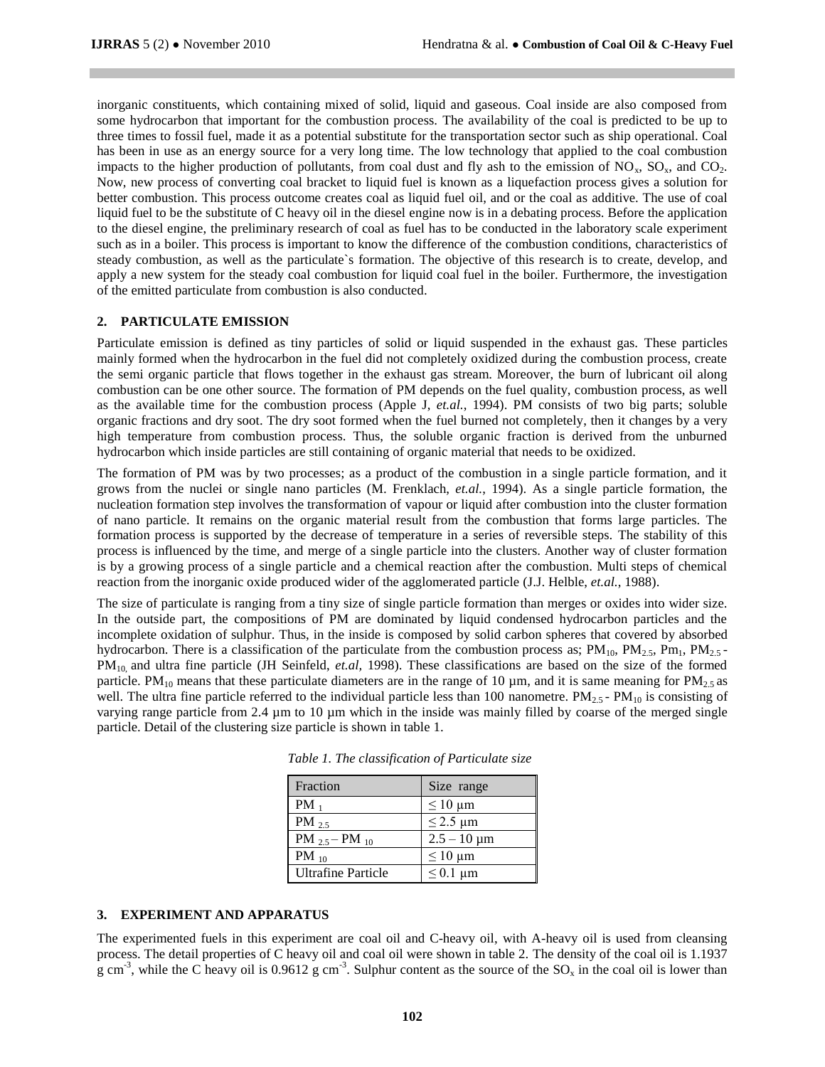inorganic constituents, which containing mixed of solid, liquid and gaseous. Coal inside are also composed from some hydrocarbon that important for the combustion process. The availability of the coal is predicted to be up to three times to fossil fuel, made it as a potential substitute for the transportation sector such as ship operational. Coal has been in use as an energy source for a very long time. The low technology that applied to the coal combustion impacts to the higher production of pollutants, from coal dust and fly ash to the emission of $NO_x$, $SO_x$, and $CO_2$. Now, new process of converting coal bracket to liquid fuel is known as a liquefaction process gives a solution for better combustion. This process outcome creates coal as liquid fuel oil, and or the coal as additive. The use of coal liquid fuel to be the substitute of C heavy oil in the diesel engine now is in a debating process. Before the application to the diesel engine, the preliminary research of coal as fuel has to be conducted in the laboratory scale experiment such as in a boiler. This process is important to know the difference of the combustion conditions, characteristics of steady combustion, as well as the particulate`s formation. The objective of this research is to create, develop, and apply a new system for the steady coal combustion for liquid coal fuel in the boiler. Furthermore, the investigation of the emitted particulate from combustion is also conducted.

## 2. PARTICULATE EMISSION

Particulate emission is defined as tiny particles of solid or liquid suspended in the exhaust gas. These particles mainly formed when the hydrocarbon in the fuel did not completely oxidized during the combustion process, create the semi organic particle that flows together in the exhaust gas stream. Moreover, the burn of lubricant oil along combustion can be one other source. The formation of PM depends on the fuel quality, combustion process, as well as the available time for the combustion process (Apple J, *et.al.*, 1994). PM consists of two big parts; soluble organic fractions and dry soot. The dry soot formed when the fuel burned not completely, then it changes by a very high temperature from combustion process. Thus, the soluble organic fraction is derived from the unburned hydrocarbon which inside particles are still containing of organic material that needs to be oxidized.

The formation of PM was by two processes; as a product of the combustion in a single particle formation, and it grows from the nuclei or single nano particles (M. Frenklach, *et.al.*, 1994). As a single particle formation, the nucleation formation step involves the transformation of vapour or liquid after combustion into the cluster formation of nano particle. It remains on the organic material result from the combustion that forms large particles. The formation process is supported by the decrease of temperature in a series of reversible steps. The stability of this process is influenced by the time, and merge of a single particle into the clusters. Another way of cluster formation is by a growing process of a single particle and a chemical reaction after the combustion. Multi steps of chemical reaction from the inorganic oxide produced wider of the agglomerated particle (J.J. Helble, *et.al.*, 1988).

The size of particulate is ranging from a tiny size of single particle formation than merges or oxides into wider size. In the outside part, the compositions of PM are dominated by liquid condensed hydrocarbon particles and the incomplete oxidation of sulphur. Thus, in the inside is composed by solid carbon spheres that covered by absorbed hydrocarbon. There is a classification of the particulate from the combustion process as; $PM_{10}$, $PM_{2.5}$, $Pm_1$, $PM_{2.5}$ - $PM_{10}$ and ultra fine particle (JH Seinfeld, *et.al,* 1998). These classifications are based on the size of the formed particle. $PM_{10}$ means that these particulate diameters are in the range of 10 µm, and it is same meaning for $PM_{2.5}$ as well. The ultra fine particle referred to the individual particle less than 100 nanometre. $PM_{2.5}$ - $PM_{10}$ is consisting of varying range particle from 2.4 µm to 10 µm which in the inside was mainly filled by coarse of the merged single particle. Detail of the clustering size particle is shown in table 1.

*Table 1. The classification of Particulate size*

| Fraction | Size range |
|---|---|
| $PM_1$ | ≤ 10 µm |
| $PM_{2.5}$ | ≤ 2.5 µm |
| $PM_{2.5} – PM_{10}$ | 2.5 – 10 µm |
| $PM_{10}$ | ≤ 10 µm |
| Ultrafine Particle | ≤ 0.1 µm |

## 3. EXPERIMENT AND APPARATUS

The experimented fuels in this experiment are coal oil and C-heavy oil, with A-heavy oil is used from cleansing process. The detail properties of C heavy oil and coal oil were shown in table 2. The density of the coal oil is 1.1937 g cm$^{-3}$, while the C heavy oil is 0.9612 g cm$^{-3}$. Sulphur content as the source of the $SO_x$ in the coal oil is lower than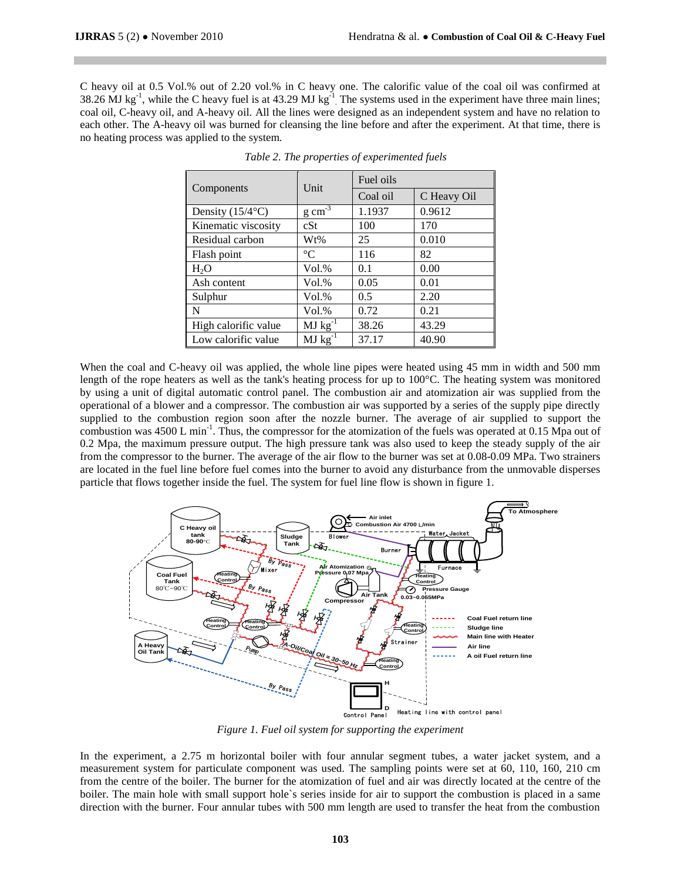C heavy oil at 0.5 Vol.% out of 2.20 vol.% in C heavy one. The calorific value of the coal oil was confirmed at 38.26 MJ $kg^{-1}$, while the C heavy fuel is at 43.29 MJ $kg^{-1}$. The systems used in the experiment have three main lines; coal oil, C-heavy oil, and A-heavy oil. All the lines were designed as an independent system and have no relation to each other. The A-heavy oil was burned for cleansing the line before and after the experiment. At that time, there is no heating process was applied to the system.

*Table 2. The properties of experimented fuels*

| Components | Unit | Fuel oils | |
|---|---|---|---|
| | | Coal oil | C Heavy Oil |
| Density (15/4°C) | g $cm^{-3}$ | 1.1937 | 0.9612 |
| Kinematic viscosity | cSt | 100 | 170 |
| Residual carbon | Wt% | 25 | 0.010 |
| Flash point | °C | 116 | 82 |
| $H_2O$ | Vol.% | 0.1 | 0.00 |
| Ash content | Vol.% | 0.05 | 0.01 |
| Sulphur | Vol.% | 0.5 | 2.20 |
| N | Vol.% | 0.72 | 0.21 |
| High calorific value | MJ $kg^{-1}$ | 38.26 | 43.29 |
| Low calorific value | MJ $kg^{-1}$ | 37.17 | 40.90 |

When the coal and C-heavy oil was applied, the whole line pipes were heated using 45 mm in width and 500 mm length of the rope heaters as well as the tank's heating process for up to 100°C. The heating system was monitored by using a unit of digital automatic control panel. The combustion air and atomization air was supplied from the operational of a blower and a compressor. The combustion air was supported by a series of the supply pipe directly supplied to the combustion region soon after the nozzle burner. The average of air supplied to support the combustion was 4500 L $min^{-1}$. Thus, the compressor for the atomization of the fuels was operated at 0.15 Mpa out of 0.2 Mpa, the maximum pressure output. The high pressure tank was also used to keep the steady supply of the air from the compressor to the burner. The average of the air flow to the burner was set at 0.08-0.09 MPa. Two strainers are located in the fuel line before fuel comes into the burner to avoid any disturbance from the unmovable disperses particle that flows together inside the fuel. The system for fuel line flow is shown in figure 1.

*Figure 1. Fuel oil system for supporting the experiment*

In the experiment, a 2.75 m horizontal boiler with four annular segment tubes, a water jacket system, and a measurement system for particulate component was used. The sampling points were set at 60, 110, 160, 210 cm from the centre of the boiler. The burner for the atomization of fuel and air was directly located at the centre of the boiler. The main hole with small support hole`s series inside for air to support the combustion is placed in a same direction with the burner. Four annular tubes with 500 mm length are used to transfer the heat from the combustion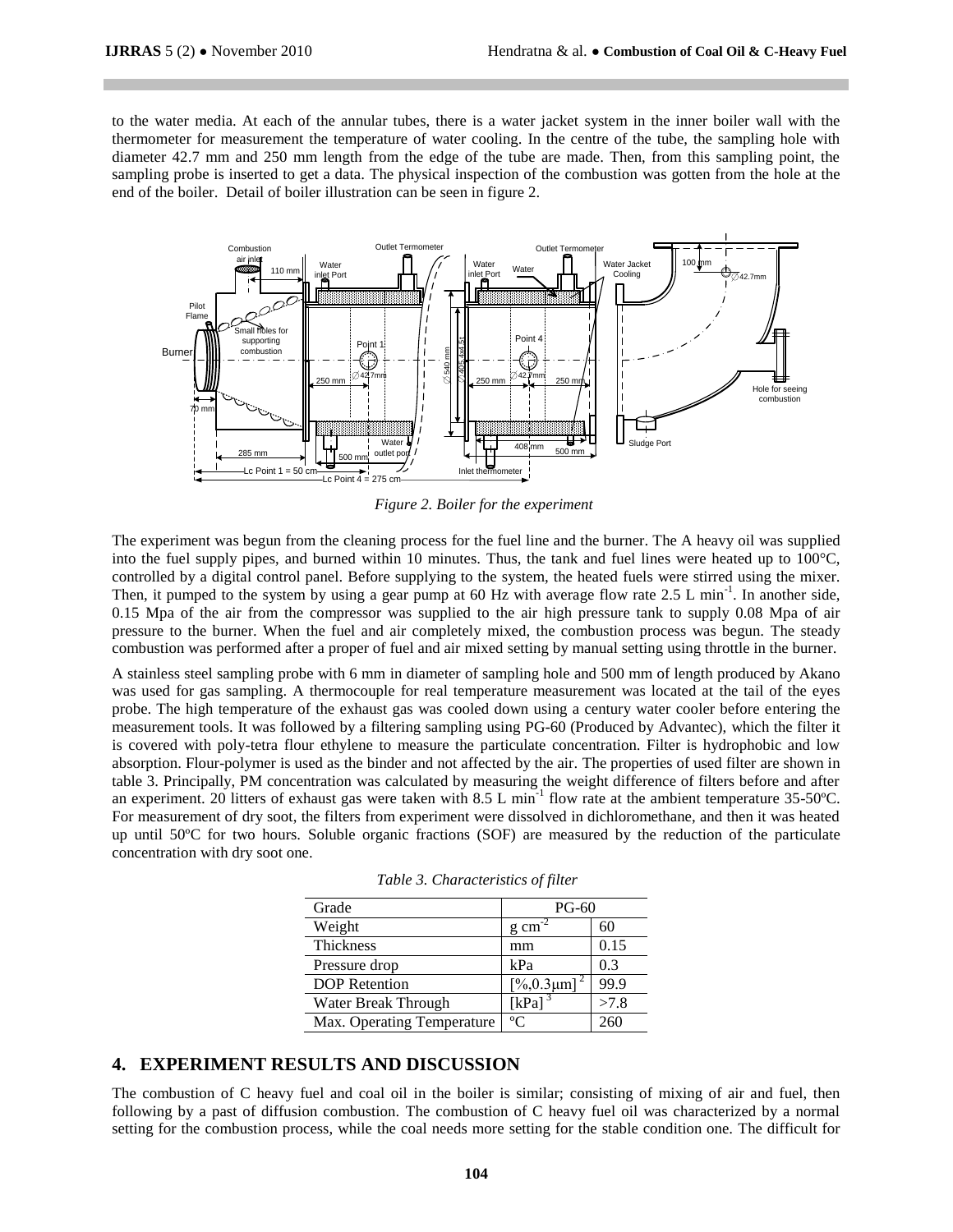to the water media. At each of the annular tubes, there is a water jacket system in the inner boiler wall with the thermometer for measurement the temperature of water cooling. In the centre of the tube, the sampling hole with diameter 42.7 mm and 250 mm length from the edge of the tube are made. Then, from this sampling point, the sampling probe is inserted to get a data. The physical inspection of the combustion was gotten from the hole at the end of the boiler. Detail of boiler illustration can be seen in figure 2.

*Figure 2. Boiler for the experiment*

The experiment was begun from the cleaning process for the fuel line and the burner. The A heavy oil was supplied into the fuel supply pipes, and burned within 10 minutes. Thus, the tank and fuel lines were heated up to 100°C, controlled by a digital control panel. Before supplying to the system, the heated fuels were stirred using the mixer. Then, it pumped to the system by using a gear pump at 60 Hz with average flow rate 2.5 L $min^{-1}$. In another side, 0.15 Mpa of the air from the compressor was supplied to the air high pressure tank to supply 0.08 Mpa of air pressure to the burner. When the fuel and air completely mixed, the combustion process was begun. The steady combustion was performed after a proper of fuel and air mixed setting by manual setting using throttle in the burner.

A stainless steel sampling probe with 6 mm in diameter of sampling hole and 500 mm of length produced by Akano was used for gas sampling. A thermocouple for real temperature measurement was located at the tail of the eyes probe. The high temperature of the exhaust gas was cooled down using a century water cooler before entering the measurement tools. It was followed by a filtering sampling using PG-60 (Produced by Advantec), which the filter it is covered with poly-tetra flour ethylene to measure the particulate concentration. Filter is hydrophobic and low absorption. Flour-polymer is used as the binder and not affected by the air. The properties of used filter are shown in table 3. Principally, PM concentration was calculated by measuring the weight difference of filters before and after an experiment. 20 litters of exhaust gas were taken with 8.5 L $min^{-1}$ flow rate at the ambient temperature 35-50ºC. For measurement of dry soot, the filters from experiment were dissolved in dichloromethane, and then it was heated up until 50ºC for two hours. Soluble organic fractions (SOF) are measured by the reduction of the particulate concentration with dry soot one.

*Table 3. Characteristics of filter*

| Grade | PG-60 | |
|---|---|---|
| Weight | $g\ cm^{-2}$ | 60 |
| Thickness | mm | 0.15 |
| Pressure drop | kPa | 0.3 |
| DOP Retention | $[\%, 0.3\mu m]^{2}$ | 99.9 |
| Water Break Through | $[kPa]^{3}$ | >7.8 |
| Max. Operating Temperature | ºC | 260 |

## 4. EXPERIMENT RESULTS AND DISCUSSION

The combustion of C heavy fuel and coal oil in the boiler is similar; consisting of mixing of air and fuel, then following by a past of diffusion combustion. The combustion of C heavy fuel oil was characterized by a normal setting for the combustion process, while the coal needs more setting for the stable condition one. The difficult for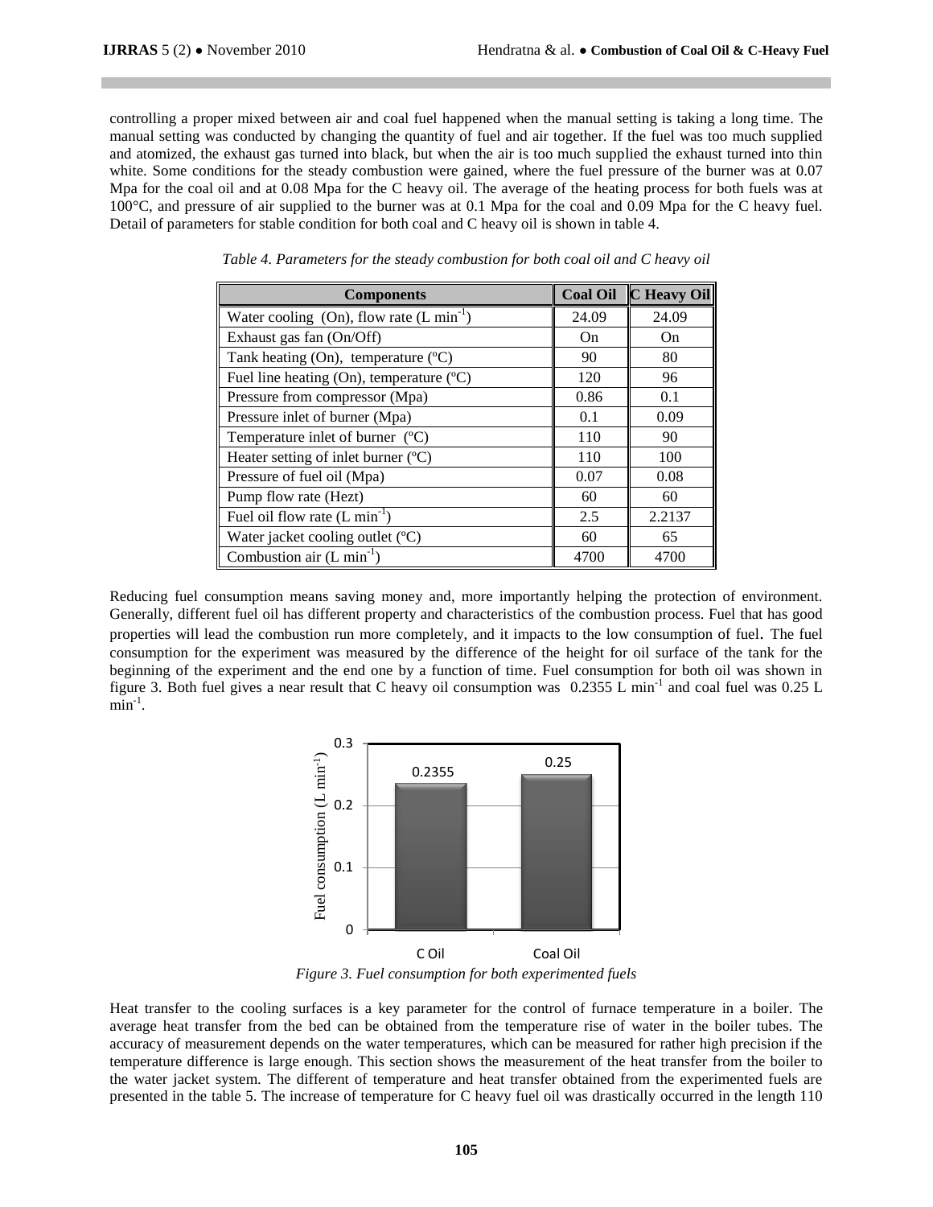controlling a proper mixed between air and coal fuel happened when the manual setting is taking a long time. The manual setting was conducted by changing the quantity of fuel and air together. If the fuel was too much supplied and atomized, the exhaust gas turned into black, but when the air is too much supplied the exhaust turned into thin white. Some conditions for the steady combustion were gained, where the fuel pressure of the burner was at 0.07 Mpa for the coal oil and at 0.08 Mpa for the C heavy oil. The average of the heating process for both fuels was at 100°C, and pressure of air supplied to the burner was at 0.1 Mpa for the coal and 0.09 Mpa for the C heavy fuel. Detail of parameters for stable condition for both coal and C heavy oil is shown in table 4.

*Table 4. Parameters for the steady combustion for both coal oil and C heavy oil*

| Components | Coal Oil | C Heavy Oil |
|---|---|---|
| Water cooling (On), flow rate (L $min^{-1}$) | 24.09 | 24.09 |
| Exhaust gas fan (On/Off) | On | On |
| Tank heating (On), temperature (ºC) | 90 | 80 |
| Fuel line heating (On), temperature (ºC) | 120 | 96 |
| Pressure from compressor (Mpa) | 0.86 | 0.1 |
| Pressure inlet of burner (Mpa) | 0.1 | 0.09 |
| Temperature inlet of burner (ºC) | 110 | 90 |
| Heater setting of inlet burner (ºC) | 110 | 100 |
| Pressure of fuel oil (Mpa) | 0.07 | 0.08 |
| Pump flow rate (Hezt) | 60 | 60 |
| Fuel oil flow rate (L $min^{-1}$) | 2.5 | 2.2137 |
| Water jacket cooling outlet (ºC) | 60 | 65 |
| Combustion air (L $min^{-1}$) | 4700 | 4700 |

Reducing fuel consumption means saving money and, more importantly helping the protection of environment. Generally, different fuel oil has different property and characteristics of the combustion process. Fuel that has good properties will lead the combustion run more completely, and it impacts to the low consumption of fuel. The fuel consumption for the experiment was measured by the difference of the height for oil surface of the tank for the beginning of the experiment and the end one by a function of time. Fuel consumption for both oil was shown in figure 3. Both fuel gives a near result that C heavy oil consumption was 0.2355 L $min^{-1}$ and coal fuel was 0.25 L $min^{-1}$.

*Figure 3. Fuel consumption for both experimented fuels*

Heat transfer to the cooling surfaces is a key parameter for the control of furnace temperature in a boiler. The average heat transfer from the bed can be obtained from the temperature rise of water in the boiler tubes. The accuracy of measurement depends on the water temperatures, which can be measured for rather high precision if the temperature difference is large enough. This section shows the measurement of the heat transfer from the boiler to the water jacket system. The different of temperature and heat transfer obtained from the experimented fuels are presented in the table 5. The increase of temperature for C heavy fuel oil was drastically occurred in the length 110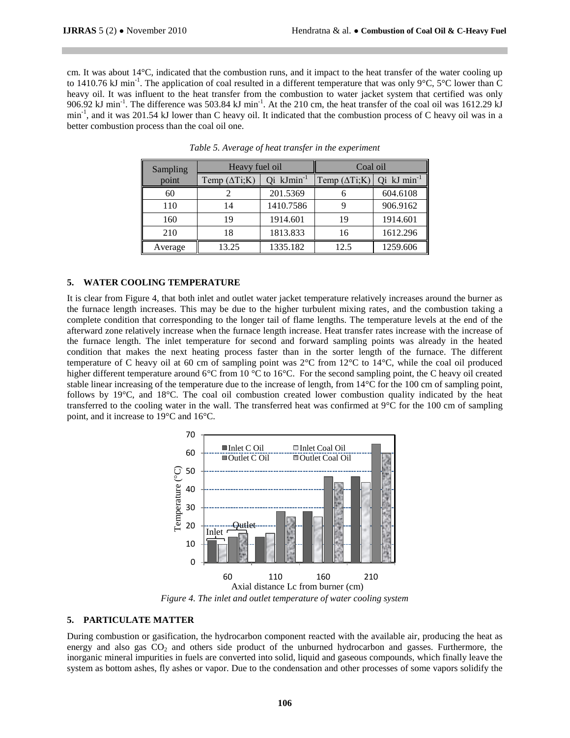cm. It was about 14°C, indicated that the combustion runs, and it impact to the heat transfer of the water cooling up to 1410.76 kJ min$^{-1}$. The application of coal resulted in a different temperature that was only 9°C, 5°C lower than C heavy oil. It was influent to the heat transfer from the combustion to water jacket system that certified was only 906.92 kJ min$^{-1}$. The difference was 503.84 kJ min$^{-1}$. At the 210 cm, the heat transfer of the coal oil was 1612.29 kJ min$^{-1}$, and it was 201.54 kJ lower than C heavy oil. It indicated that the combustion process of C heavy oil was in a better combustion process than the coal oil one.

*Table 5. Average of heat transfer in the experiment*

| Sampling point | Heavy fuel oil | | Coal oil | |
|---|---|---|---|---|
| | Temp ($\Delta$Ti;K) | Qi kJmin$^{-1}$ | Temp ($\Delta$Ti;K) | Qi kJ min$^{-1}$ |
| 60 | 2 | 201.5369 | 6 | 604.6108 |
| 110 | 14 | 1410.7586 | 9 | 906.9162 |
| 160 | 19 | 1914.601 | 19 | 1914.601 |
| 210 | 18 | 1813.833 | 16 | 1612.296 |
| Average | 13.25 | 1335.182 | 12.5 | 1259.606 |

## 5. WATER COOLING TEMPERATURE

It is clear from Figure 4, that both inlet and outlet water jacket temperature relatively increases around the burner as the furnace length increases. This may be due to the higher turbulent mixing rates, and the combustion taking a complete condition that corresponding to the longer tail of flame lengths. The temperature levels at the end of the afterward zone relatively increase when the furnace length increase. Heat transfer rates increase with the increase of the furnace length. The inlet temperature for second and forward sampling points was already in the heated condition that makes the next heating process faster than in the sorter length of the furnace. The different temperature of C heavy oil at 60 cm of sampling point was 2°C from 12°C to 14°C, while the coal oil produced higher different temperature around 6°C from 10 °C to 16°C. For the second sampling point, the C heavy oil created stable linear increasing of the temperature due to the increase of length, from 14°C for the 100 cm of sampling point, follows by 19°C, and 18°C. The coal oil combustion created lower combustion quality indicated by the heat transferred to the cooling water in the wall. The transferred heat was confirmed at 9°C for the 100 cm of sampling point, and it increase to 19°C and 16°C.

*Figure 4. The inlet and outlet temperature of water cooling system*

## 5. PARTICULATE MATTER

During combustion or gasification, the hydrocarbon component reacted with the available air, producing the heat as energy and also gas $CO_2$ and others side product of the unburned hydrocarbon and gasses. Furthermore, the inorganic mineral impurities in fuels are converted into solid, liquid and gaseous compounds, which finally leave the system as bottom ashes, fly ashes or vapor. Due to the condensation and other processes of some vapors solidify the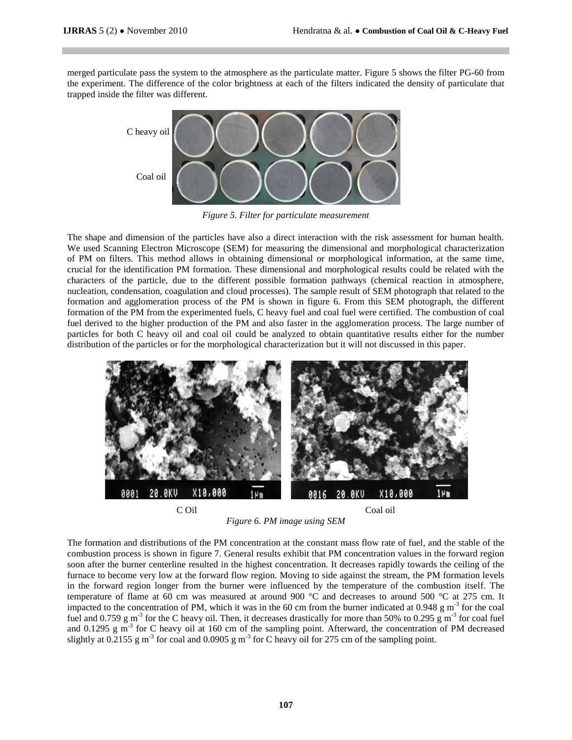merged particulate pass the system to the atmosphere as the particulate matter. Figure 5 shows the filter PG-60 from the experiment. The difference of the color brightness at each of the filters indicated the density of particulate that trapped inside the filter was different.

C heavy oil

Coal oil

*Figure 5. Filter for particulate measurement*

The shape and dimension of the particles have also a direct interaction with the risk assessment for human health. We used Scanning Electron Microscope (SEM) for measuring the dimensional and morphological characterization of PM on filters. This method allows in obtaining dimensional or morphological information, at the same time, crucial for the identification PM formation. These dimensional and morphological results could be related with the characters of the particle, due to the different possible formation pathways (chemical reaction in atmosphere, nucleation, condensation, coagulation and cloud processes). The sample result of SEM photograph that related to the formation and agglomeration process of the PM is shown in figure 6. From this SEM photograph, the different formation of the PM from the experimented fuels, C heavy fuel and coal fuel were certified. The combustion of coal fuel derived to the higher production of the PM and also faster in the agglomeration process. The large number of particles for both C heavy oil and coal oil could be analyzed to obtain quantitative results either for the number distribution of the particles or for the morphological characterization but it will not discussed in this paper.

C Oil Coal oil

*Figure 6. PM image using SEM*

The formation and distributions of the PM concentration at the constant mass flow rate of fuel, and the stable of the combustion process is shown in figure 7. General results exhibit that PM concentration values in the forward region soon after the burner centerline resulted in the highest concentration. It decreases rapidly towards the ceiling of the furnace to become very low at the forward flow region. Moving to side against the stream, the PM formation levels in the forward region longer from the burner were influenced by the temperature of the combustion itself. The temperature of flame at 60 cm was measured at around 900 °C and decreases to around 500 °C at 275 cm. It impacted to the concentration of PM, which it was in the 60 cm from the burner indicated at 0.948 g $m^{-3}$ for the coal fuel and 0.759 g $m^{-3}$ for the C heavy oil. Then, it decreases drastically for more than 50% to 0.295 g $m^{-3}$ for coal fuel and 0.1295 g $m^{-3}$ for C heavy oil at 160 cm of the sampling point. Afterward, the concentration of PM decreased slightly at 0.2155 g $m^{-3}$ for coal and 0.0905 g $m^{-3}$ for C heavy oil for 275 cm of the sampling point.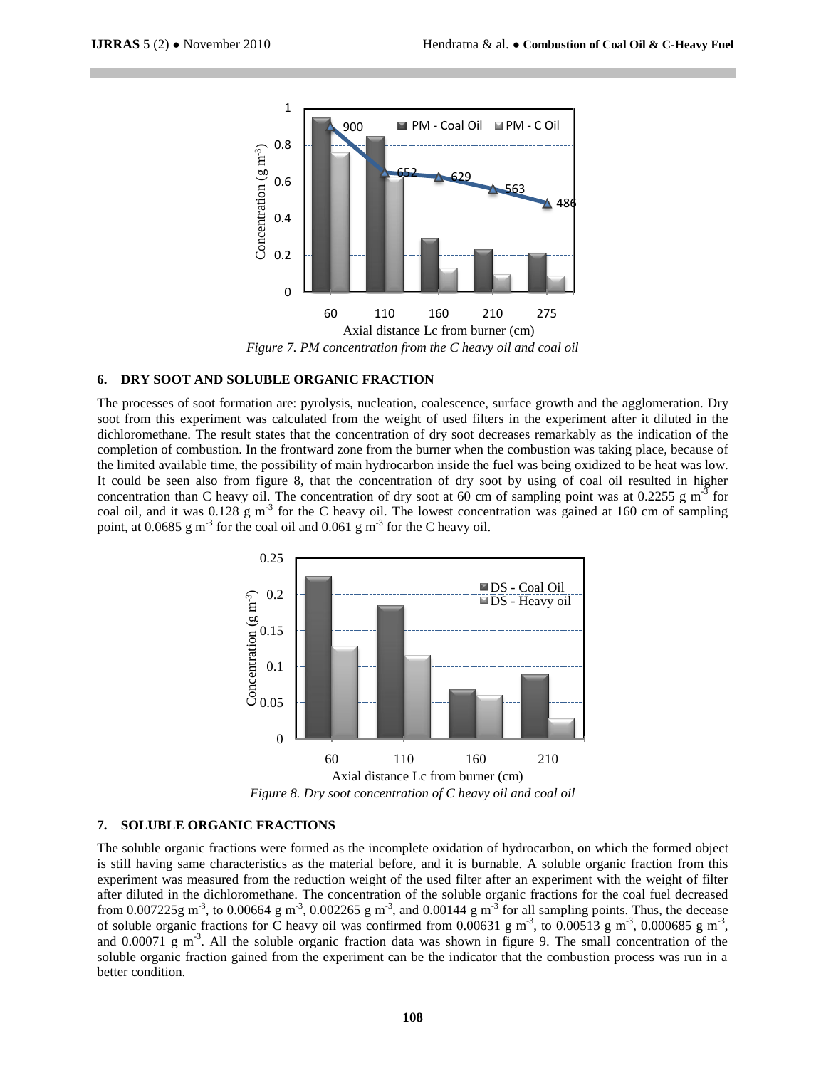Figure 7. PM concentration from the C heavy oil and coal oil

## 6. DRY SOOT AND SOLUBLE ORGANIC FRACTION

The processes of soot formation are: pyrolysis, nucleation, coalescence, surface growth and the agglomeration. Dry soot from this experiment was calculated from the weight of used filters in the experiment after it diluted in the dichloromethane. The result states that the concentration of dry soot decreases remarkably as the indication of the completion of combustion. In the frontward zone from the burner when the combustion was taking place, because of the limited available time, the possibility of main hydrocarbon inside the fuel was being oxidized to be heat was low. It could be seen also from figure 8, that the concentration of dry soot by using of coal oil resulted in higher concentration than C heavy oil. The concentration of dry soot at 60 cm of sampling point was at 0.2255 g $m^{-3}$ for coal oil, and it was 0.128 g $m^{-3}$ for the C heavy oil. The lowest concentration was gained at 160 cm of sampling point, at 0.0685 g $m^{-3}$ for the coal oil and 0.061 g $m^{-3}$ for the C heavy oil.

Figure 8. Dry soot concentration of C heavy oil and coal oil

## 7. SOLUBLE ORGANIC FRACTIONS

The soluble organic fractions were formed as the incomplete oxidation of hydrocarbon, on which the formed object is still having same characteristics as the material before, and it is burnable. A soluble organic fraction from this experiment was measured from the reduction weight of the used filter after an experiment with the weight of filter after diluted in the dichloromethane. The concentration of the soluble organic fractions for the coal fuel decreased from 0.007225g $m^{-3}$, to 0.00664 g $m^{-3}$, 0.002265 g $m^{-3}$, and 0.00144 g $m^{-3}$ for all sampling points. Thus, the decease of soluble organic fractions for C heavy oil was confirmed from 0.00631 g $m^{-3}$, to 0.00513 g $m^{-3}$, 0.000685 g $m^{-3}$, and 0.00071 g $m^{-3}$. All the soluble organic fraction data was shown in figure 9. The small concentration of the soluble organic fraction gained from the experiment can be the indicator that the combustion process was run in a better condition.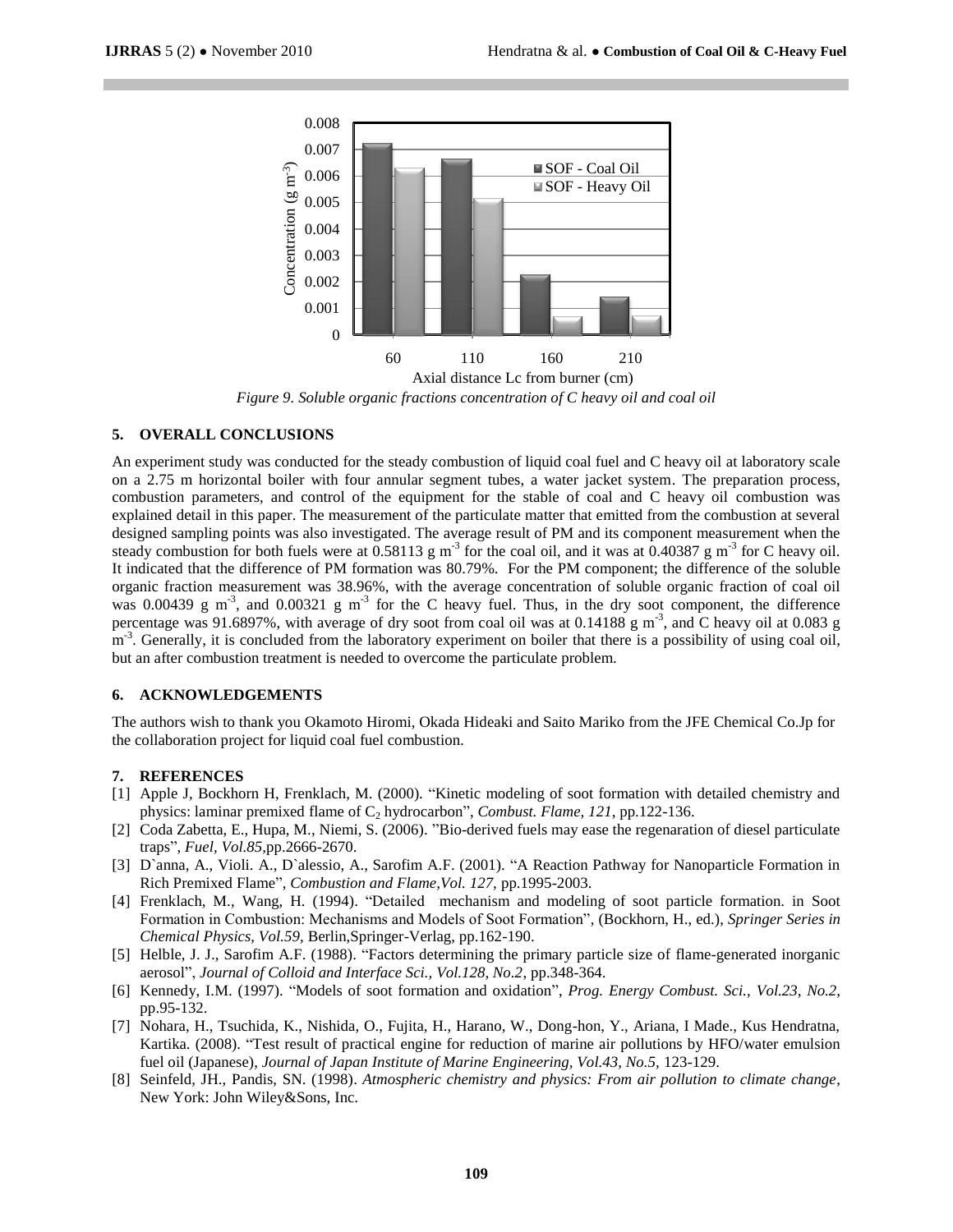0.008
0.007
0.006
0.005
0.004
0.003
0.002
0.001
0

Concentration (g m$^{-3}$)

SOF - Coal Oil
SOF - Heavy Oil

60 110 160 210

Axial distance Lc from burner (cm)

*Figure 9. Soluble organic fractions concentration of C heavy oil and coal oil*

## 5. OVERALL CONCLUSIONS

An experiment study was conducted for the steady combustion of liquid coal fuel and C heavy oil at laboratory scale on a 2.75 m horizontal boiler with four annular segment tubes, a water jacket system. The preparation process, combustion parameters, and control of the equipment for the stable of coal and C heavy oil combustion was explained detail in this paper. The measurement of the particulate matter that emitted from the combustion at several designed sampling points was also investigated. The average result of PM and its component measurement when the steady combustion for both fuels were at 0.58113 g m$^{-3}$ for the coal oil, and it was at 0.40387 g m$^{-3}$ for C heavy oil. It indicated that the difference of PM formation was 80.79%. For the PM component; the difference of the soluble organic fraction measurement was 38.96%, with the average concentration of soluble organic fraction of coal oil was 0.00439 g m$^{-3}$, and 0.00321 g m$^{-3}$ for the C heavy fuel. Thus, in the dry soot component, the difference percentage was 91.6897%, with average of dry soot from coal oil was at 0.14188 g m$^{-3}$, and C heavy oil at 0.083 g m$^{-3}$. Generally, it is concluded from the laboratory experiment on boiler that there is a possibility of using coal oil, but an after combustion treatment is needed to overcome the particulate problem.

## 6. ACKNOWLEDGEMENTS

The authors wish to thank you Okamoto Hiromi, Okada Hideaki and Saito Mariko from the JFE Chemical Co.Jp for the collaboration project for liquid coal fuel combustion.

## 7. REFERENCES

[1] Apple J, Bockhorn H, Frenklach, M. (2000). "Kinetic modeling of soot formation with detailed chemistry and physics: laminar premixed flame of $C_2$ hydrocarbon", *Combust. Flame, 121,* pp.122-136.

[2] Coda Zabetta, E., Hupa, M., Niemi, S. (2006). "Bio-derived fuels may ease the regenaration of diesel particulate traps", *Fuel, Vol.85,*pp.2666-2670.

[3] D`anna, A., Violi. A., D`alessio, A., Sarofim A.F. (2001). "A Reaction Pathway for Nanoparticle Formation in Rich Premixed Flame", *Combustion and Flame,Vol. 127,* pp.1995-2003.

[4] Frenklach, M., Wang, H. (1994). "Detailed mechanism and modeling of soot particle formation. in Soot Formation in Combustion: Mechanisms and Models of Soot Formation", (Bockhorn, H., ed.), *Springer Series in Chemical Physics, Vol.59,* Berlin,Springer-Verlag, pp.162-190.

[5] Helble, J. J., Sarofim A.F. (1988). "Factors determining the primary particle size of flame-generated inorganic aerosol", *Journal of Colloid and Interface Sci., Vol.128, No.2,* pp.348-364.

[6] Kennedy, I.M. (1997). "Models of soot formation and oxidation", *Prog. Energy Combust. Sci., Vol.23, No.2,* pp.95-132.

[7] Nohara, H., Tsuchida, K., Nishida, O., Fujita, H., Harano, W., Dong-hon, Y., Ariana, I Made., Kus Hendratna, Kartika. (2008). "Test result of practical engine for reduction of marine air pollutions by HFO/water emulsion fuel oil (Japanese), *Journal of Japan Institute of Marine Engineering, Vol.43, No.5,* 123-129.

[8] Seinfeld, JH., Pandis, SN. (1998). *Atmospheric chemistry and physics: From air pollution to climate change,* New York: John Wiley&Sons, Inc.